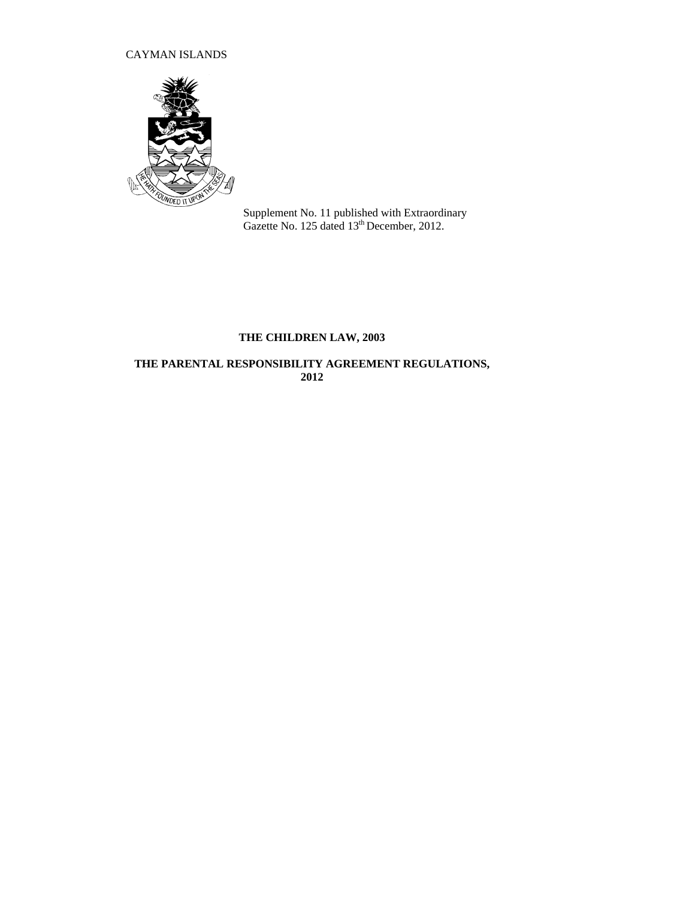CAYMAN ISLANDS

Supplement No. 11 published with Extraordinary Gazette No. 125 dated 13th December, 2012.

**THE CHILDREN LAW, 2003**

**THE PARENTAL RESPONSIBILITY AGREEMENT REGULATIONS, 2012**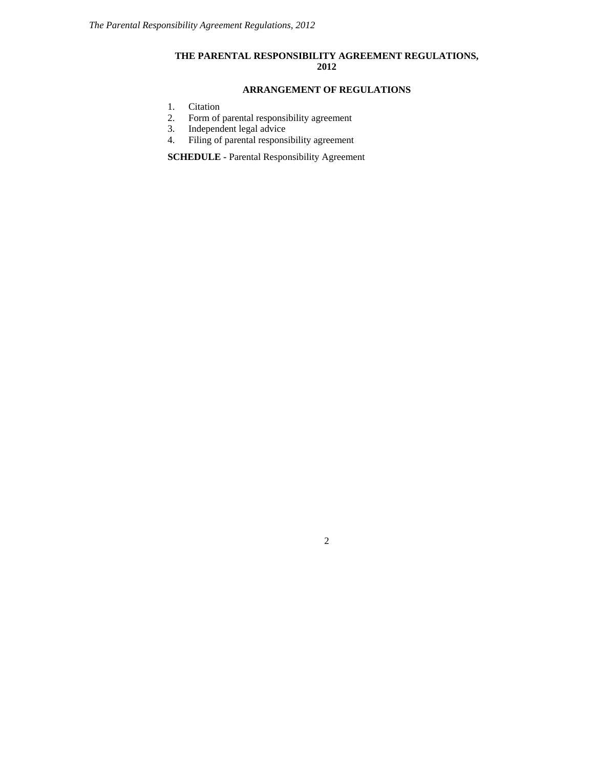# THE PARENTAL RESPONSIBILITY AGREEMENT REGULATIONS, 2012

## ARRANGEMENT OF REGULATIONS

1. Citation
2. Form of parental responsibility agreement
3. Independent legal advice
4. Filing of parental responsibility agreement

**SCHEDULE -** Parental Responsibility Agreement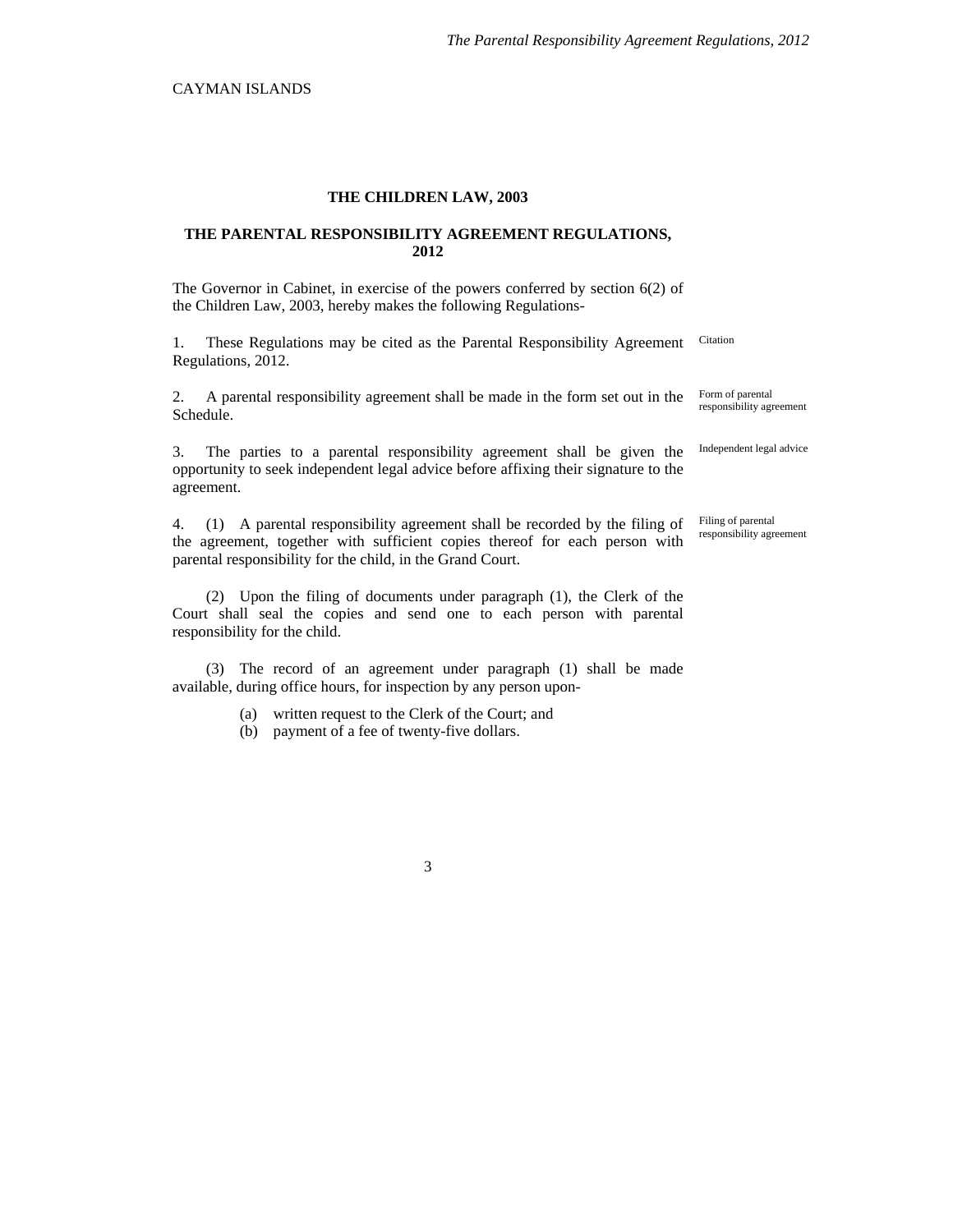CAYMAN ISLANDS

## THE CHILDREN LAW, 2003

## THE PARENTAL RESPONSIBILITY AGREEMENT REGULATIONS, 2012

The Governor in Cabinet, in exercise of the powers conferred by section 6(2) of the Children Law, 2003, hereby makes the following Regulations-

*Citation*

1. These Regulations may be cited as the Parental Responsibility Agreement Regulations, 2012.

*Form of parental responsibility agreement*

2. A parental responsibility agreement shall be made in the form set out in the Schedule.

*Independent legal advice*

3. The parties to a parental responsibility agreement shall be given the opportunity to seek independent legal advice before affixing their signature to the agreement.

*Filing of parental responsibility agreement*

4. (1) A parental responsibility agreement shall be recorded by the filing of the agreement, together with sufficient copies thereof for each person with parental responsibility for the child, in the Grand Court.

(2) Upon the filing of documents under paragraph (1), the Clerk of the Court shall seal the copies and send one to each person with parental responsibility for the child.

(3) The record of an agreement under paragraph (1) shall be made available, during office hours, for inspection by any person upon-

(a) written request to the Clerk of the Court; and
(b) payment of a fee of twenty-five dollars.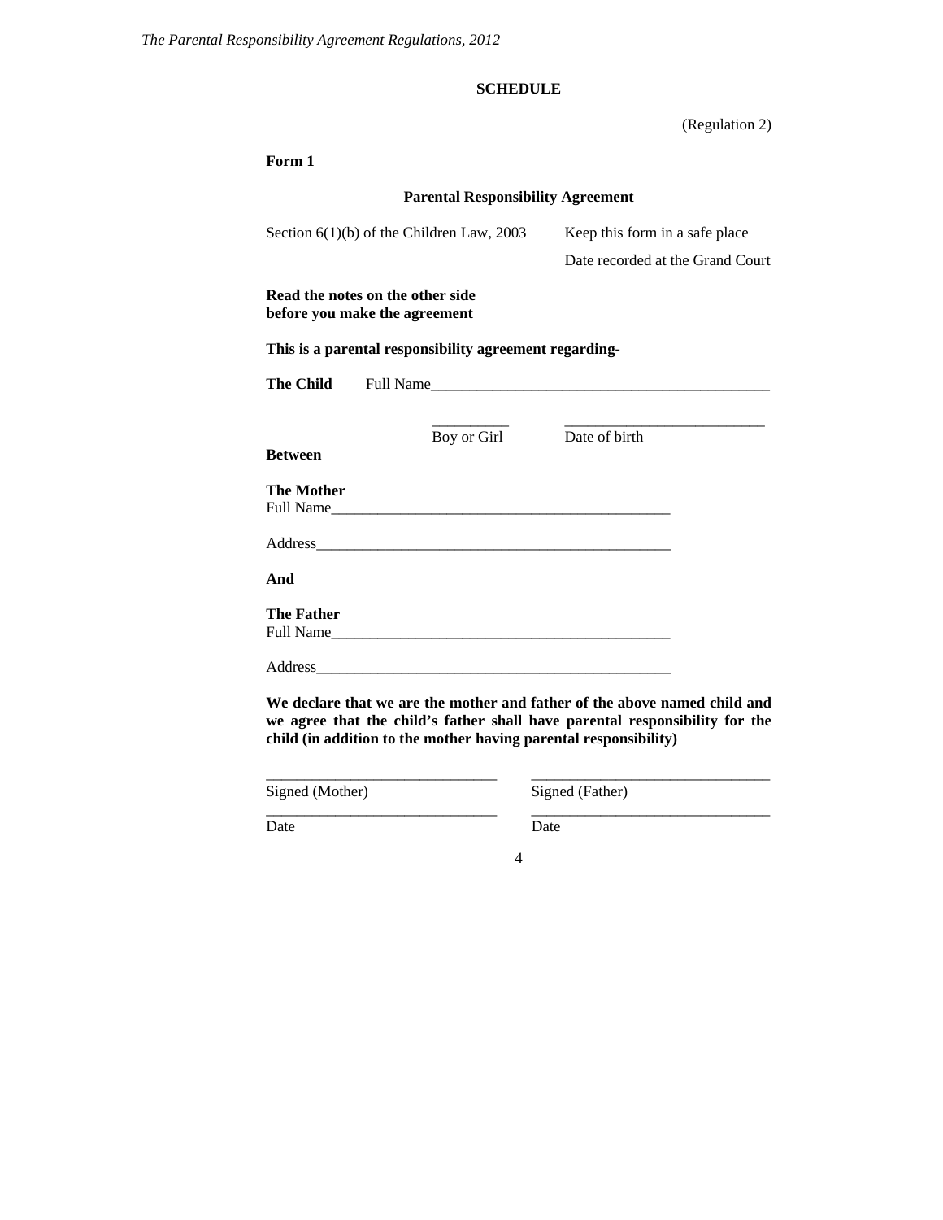**SCHEDULE**

(Regulation 2)

**Form 1**

**Parental Responsibility Agreement**

Section 6(1)(b) of the Children Law, 2003

Keep this form in a safe place

Date recorded at the Grand Court

**Read the notes on the other side before you make the agreement**

**This is a parental responsibility agreement regarding-**

**The Child** Full Name_____________________________________________

__________ Boy or Girl

__________________________ Date of birth

**Between**

**The Mother**
Full Name_____________________________________________

Address_______________________________________________

**And**

**The Father**
Full Name_____________________________________________

Address_______________________________________________

**We declare that we are the mother and father of the above named child and we agree that the child's father shall have parental responsibility for the child (in addition to the mother having parental responsibility)**

______________________________ Signed (Mother)

______________________________ Signed (Father)

______________________________ Date

______________________________ Date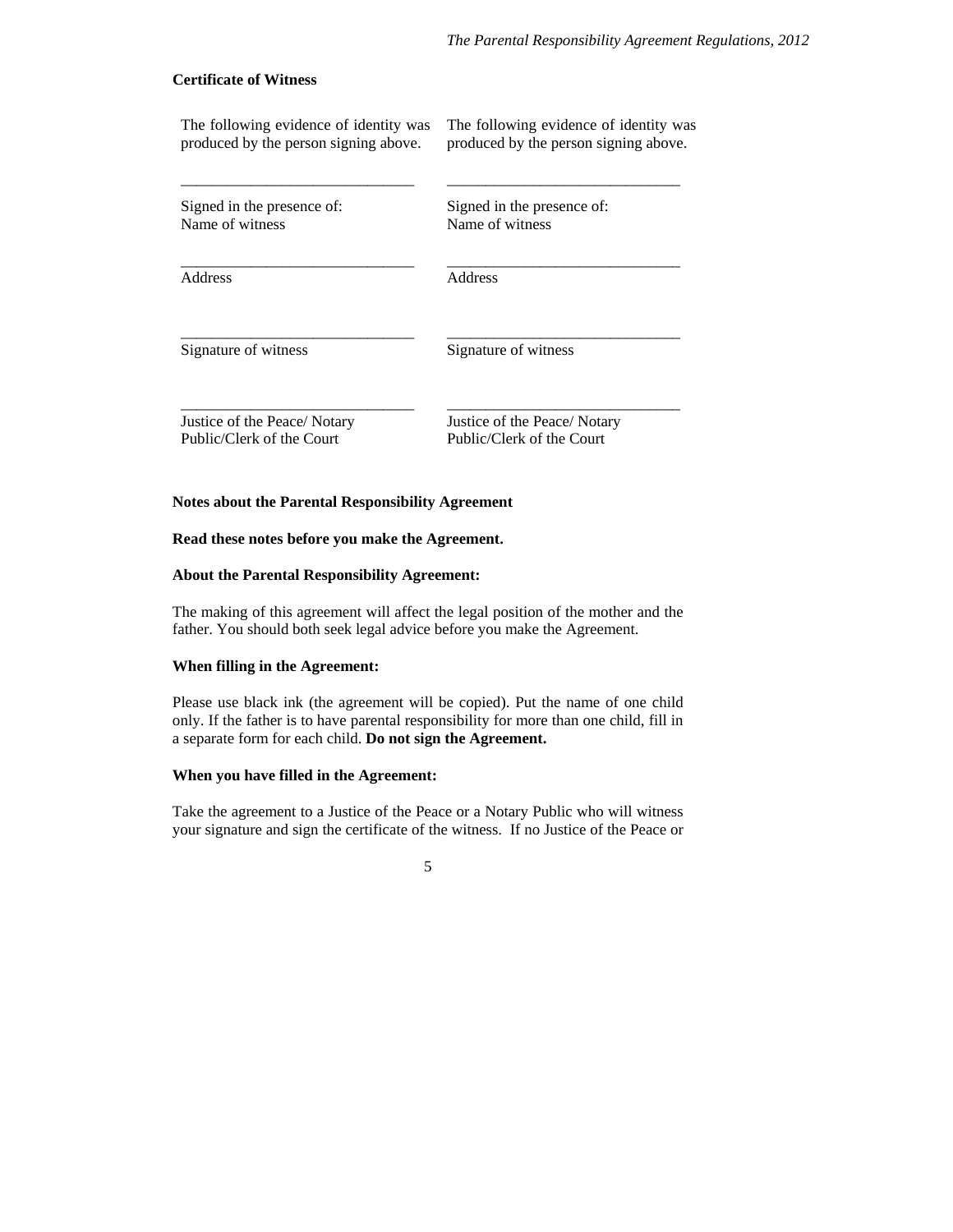**Certificate of Witness**

| The following evidence of identity was produced by the person signing above. | The following evidence of identity was produced by the person signing above. |
|---|---|
| ______________________________ | ______________________________ |
| Signed in the presence of:<br>Name of witness | Signed in the presence of:<br>Name of witness |
| ______________________________ | ______________________________ |
| Address | Address |
| ______________________________ | ______________________________ |
| Signature of witness | Signature of witness |
| ______________________________ | ______________________________ |
| Justice of the Peace/ Notary Public/Clerk of the Court | Justice of the Peace/ Notary Public/Clerk of the Court |

**Notes about the Parental Responsibility Agreement**

**Read these notes before you make the Agreement.**

**About the Parental Responsibility Agreement:**

The making of this agreement will affect the legal position of the mother and the father. You should both seek legal advice before you make the Agreement.

**When filling in the Agreement:**

Please use black ink (the agreement will be copied). Put the name of one child only. If the father is to have parental responsibility for more than one child, fill in a separate form for each child. **Do not sign the Agreement.**

**When you have filled in the Agreement:**

Take the agreement to a Justice of the Peace or a Notary Public who will witness your signature and sign the certificate of the witness. If no Justice of the Peace or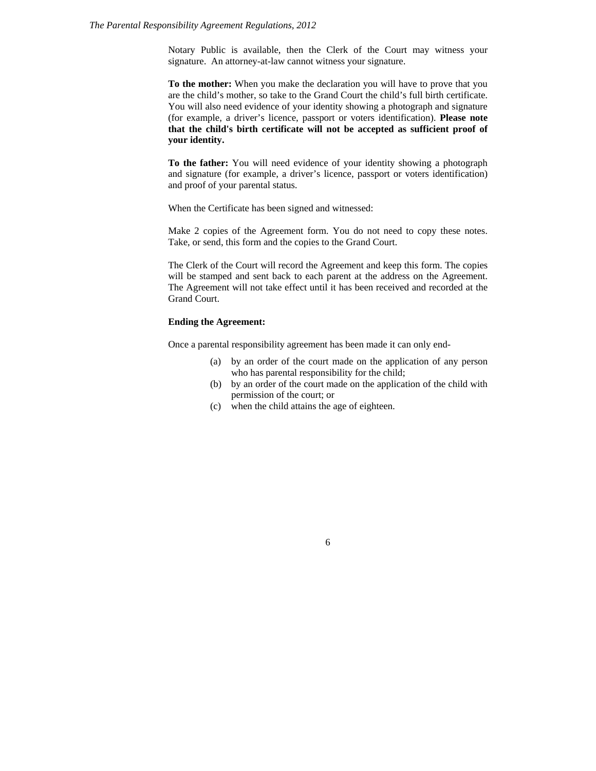Notary Public is available, then the Clerk of the Court may witness your signature. An attorney-at-law cannot witness your signature.

**To the mother:** When you make the declaration you will have to prove that you are the child's mother, so take to the Grand Court the child's full birth certificate. You will also need evidence of your identity showing a photograph and signature (for example, a driver's licence, passport or voters identification). **Please note that the child's birth certificate will not be accepted as sufficient proof of your identity.**

**To the father:** You will need evidence of your identity showing a photograph and signature (for example, a driver's licence, passport or voters identification) and proof of your parental status.

When the Certificate has been signed and witnessed:

Make 2 copies of the Agreement form. You do not need to copy these notes. Take, or send, this form and the copies to the Grand Court.

The Clerk of the Court will record the Agreement and keep this form. The copies will be stamped and sent back to each parent at the address on the Agreement. The Agreement will not take effect until it has been received and recorded at the Grand Court.

**Ending the Agreement:**

Once a parental responsibility agreement has been made it can only end-

(a) by an order of the court made on the application of any person who has parental responsibility for the child;

(b) by an order of the court made on the application of the child with permission of the court; or

(c) when the child attains the age of eighteen.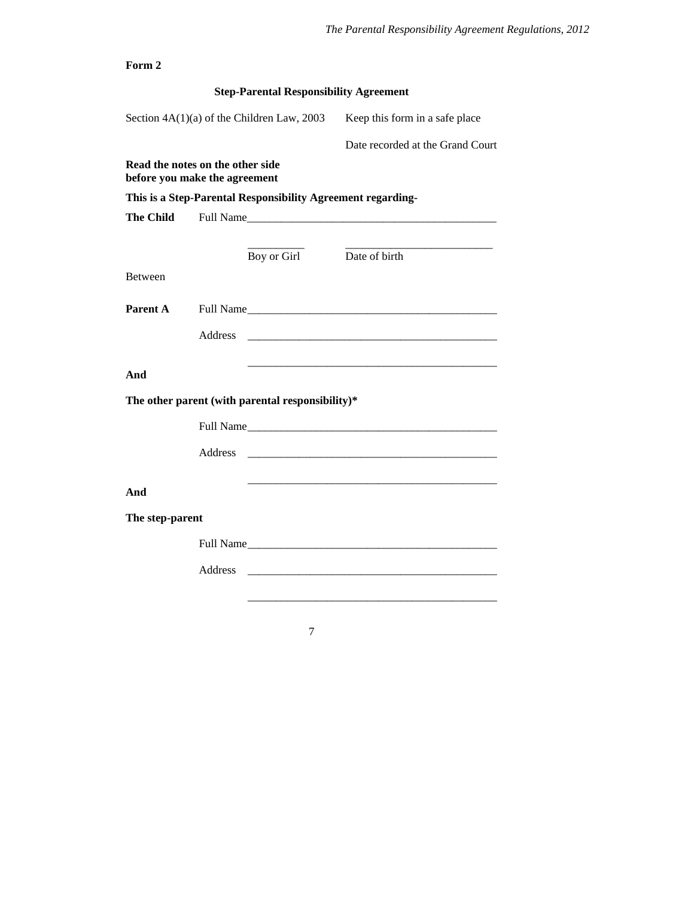**Form 2**

**Step-Parental Responsibility Agreement**

Section 4A(1)(a) of the Children Law, 2003 Keep this form in a safe place

Date recorded at the Grand Court

**Read the notes on the other side before you make the agreement**

**This is a Step-Parental Responsibility Agreement regarding-**

**The Child** Full Name_____________________________________________

__________ __________________________
Boy or Girl Date of birth

Between

**Parent A** Full Name_____________________________________________

Address _____________________________________________

_____________________________________________

**And**

**The other parent (with parental responsibility)***

Full Name_____________________________________________

Address _____________________________________________

_____________________________________________

**And**

**The step-parent**

Full Name_____________________________________________

Address _____________________________________________

_____________________________________________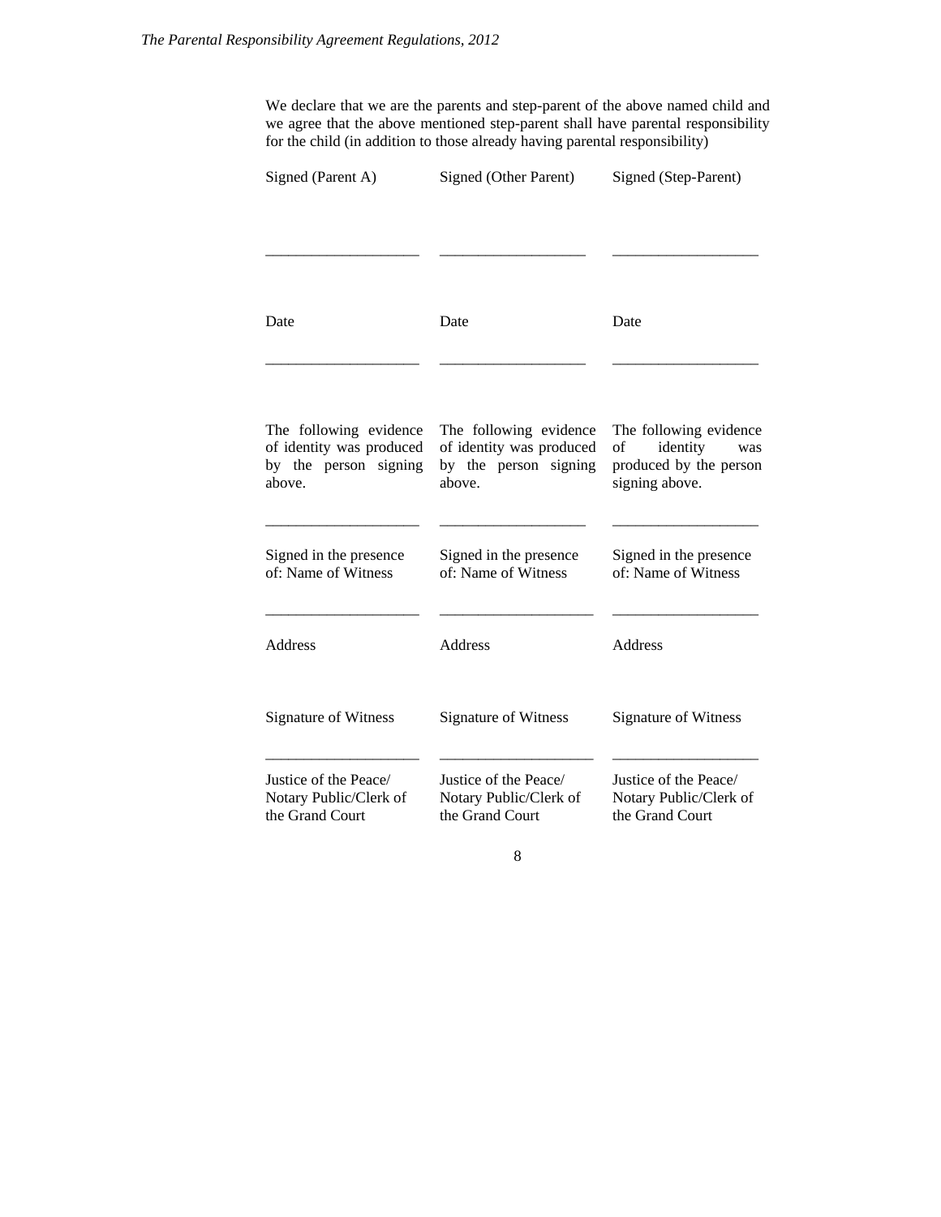We declare that we are the parents and step-parent of the above named child and we agree that the above mentioned step-parent shall have parental responsibility for the child (in addition to those already having parental responsibility)

| Signed (Parent A) | Signed (Other Parent) | Signed (Step-Parent) |
|---|---|---|
| ___________________ | ___________________ | ___________________ |
| Date | Date | Date |
| ___________________ | ___________________ | ___________________ |
| The following evidence of identity was produced by the person signing above. | The following evidence of identity was produced by the person signing above. | The following evidence of identity was produced by the person signing above. |
| ___________________ | ___________________ | ___________________ |
| Signed in the presence of: Name of Witness | Signed in the presence of: Name of Witness | Signed in the presence of: Name of Witness |
| ___________________ | ___________________ | ___________________ |
| Address | Address | Address |
| Signature of Witness | Signature of Witness | Signature of Witness |
| ___________________ | ___________________ | ___________________ |
| Justice of the Peace/ Notary Public/Clerk of the Grand Court | Justice of the Peace/ Notary Public/Clerk of the Grand Court | Justice of the Peace/ Notary Public/Clerk of the Grand Court |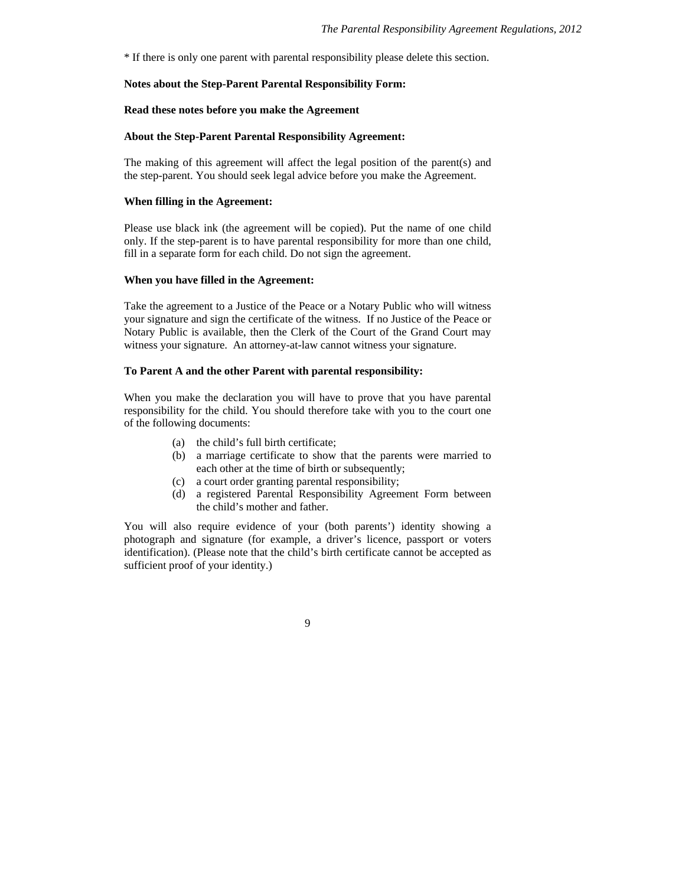* If there is only one parent with parental responsibility please delete this section.

**Notes about the Step-Parent Parental Responsibility Form:**

**Read these notes before you make the Agreement**

**About the Step-Parent Parental Responsibility Agreement:**

The making of this agreement will affect the legal position of the parent(s) and the step-parent. You should seek legal advice before you make the Agreement.

**When filling in the Agreement:**

Please use black ink (the agreement will be copied). Put the name of one child only. If the step-parent is to have parental responsibility for more than one child, fill in a separate form for each child. Do not sign the agreement.

**When you have filled in the Agreement:**

Take the agreement to a Justice of the Peace or a Notary Public who will witness your signature and sign the certificate of the witness. If no Justice of the Peace or Notary Public is available, then the Clerk of the Court of the Grand Court may witness your signature. An attorney-at-law cannot witness your signature.

**To Parent A and the other Parent with parental responsibility:**

When you make the declaration you will have to prove that you have parental responsibility for the child. You should therefore take with you to the court one of the following documents:

(a) the child's full birth certificate;
(b) a marriage certificate to show that the parents were married to each other at the time of birth or subsequently;
(c) a court order granting parental responsibility;
(d) a registered Parental Responsibility Agreement Form between the child's mother and father.

You will also require evidence of your (both parents') identity showing a photograph and signature (for example, a driver's licence, passport or voters identification). (Please note that the child's birth certificate cannot be accepted as sufficient proof of your identity.)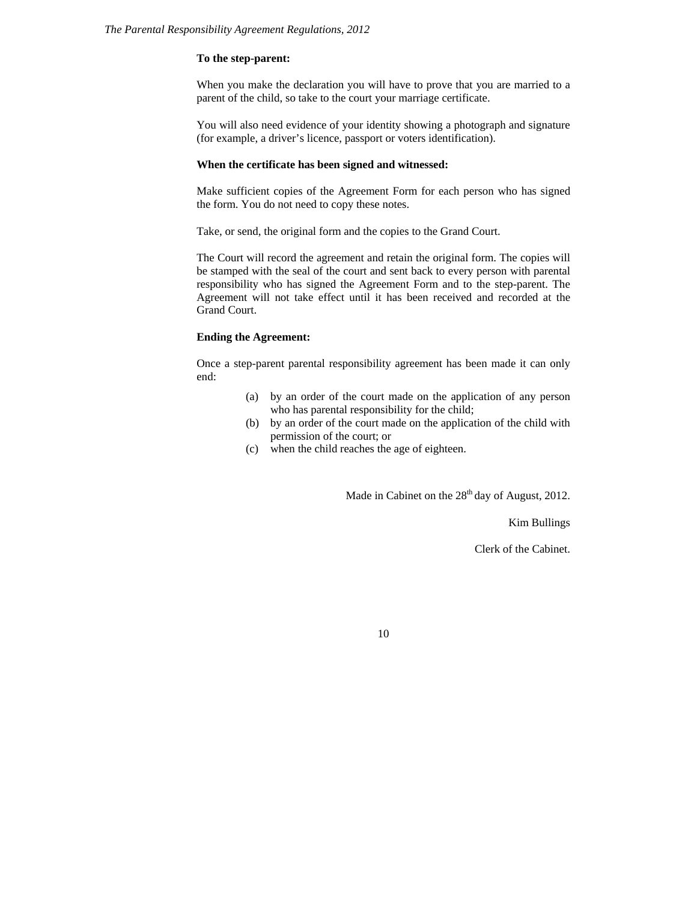**To the step-parent:**

When you make the declaration you will have to prove that you are married to a parent of the child, so take to the court your marriage certificate.

You will also need evidence of your identity showing a photograph and signature (for example, a driver's licence, passport or voters identification).

**When the certificate has been signed and witnessed:**

Make sufficient copies of the Agreement Form for each person who has signed the form. You do not need to copy these notes.

Take, or send, the original form and the copies to the Grand Court.

The Court will record the agreement and retain the original form. The copies will be stamped with the seal of the court and sent back to every person with parental responsibility who has signed the Agreement Form and to the step-parent. The Agreement will not take effect until it has been received and recorded at the Grand Court.

**Ending the Agreement:**

Once a step-parent parental responsibility agreement has been made it can only end:

(a) by an order of the court made on the application of any person who has parental responsibility for the child;

(b) by an order of the court made on the application of the child with permission of the court; or

(c) when the child reaches the age of eighteen.

Made in Cabinet on the 28th day of August, 2012.

Kim Bullings

Clerk of the Cabinet.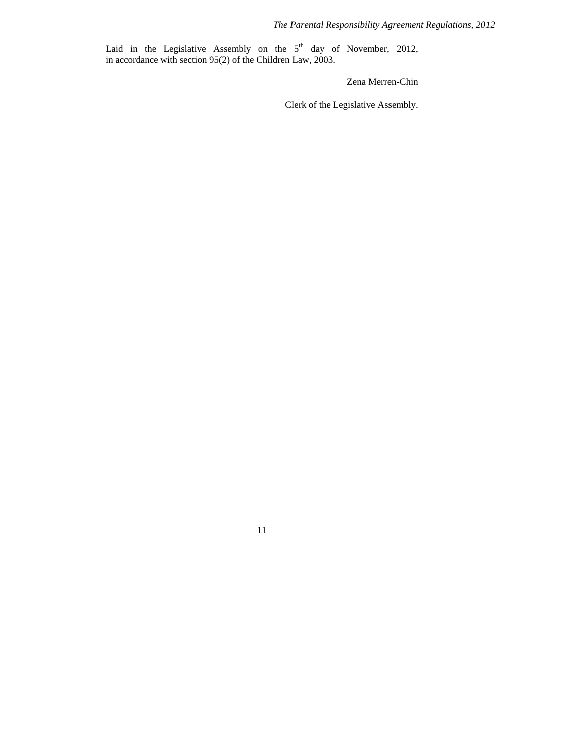Laid in the Legislative Assembly on the 5th day of November, 2012, in accordance with section 95(2) of the Children Law, 2003.

Zena Merren-Chin

Clerk of the Legislative Assembly.